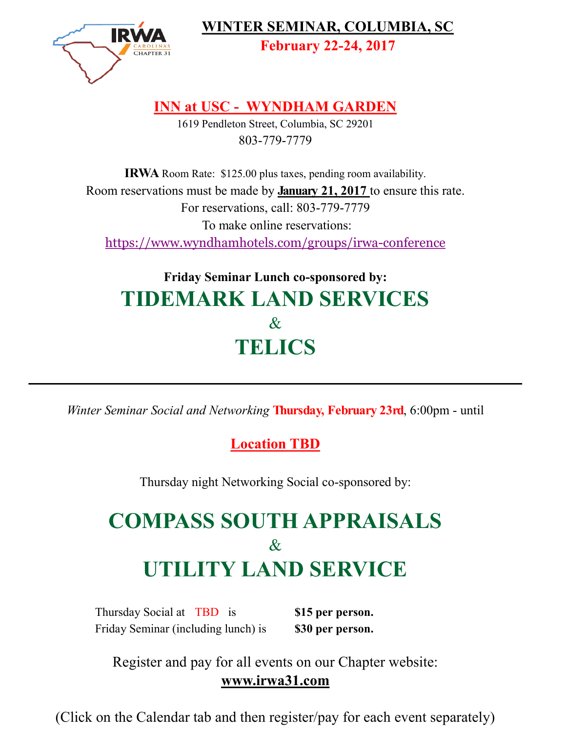# WINTER SEMINAR, COLUMBIA, SC

**February 22-24, 2017**

## INN at USC - WYNDHAM GARDEN

1619 Pendleton Street, Columbia, SC 29201

803-779-7779

**IRWA** Room Rate: $125.00 plus taxes, pending room availability.

Room reservations must be made by **January 21, 2017** to ensure this rate.

For reservations, call: 803-779-7779

To make online reservations:

https://www.wyndhamhotels.com/groups/irwa-conference

**Friday Seminar Lunch co-sponsored by:**

## TIDEMARK LAND SERVICES

&

## TELICS

---

*Winter Seminar Social and Networking* **Thursday, February 23rd**, 6:00pm - until

**Location TBD**

Thursday night Networking Social co-sponsored by:

## COMPASS SOUTH APPRAISALS

&

## UTILITY LAND SERVICE

| | |
|---|---|
| Thursday Social at TBD is | **$15 per person.** |
| Friday Seminar (including lunch) is | **$30 per person.** |

Register and pay for all events on our Chapter website:

**www.irwa31.com**

(Click on the Calendar tab and then register/pay for each event separately)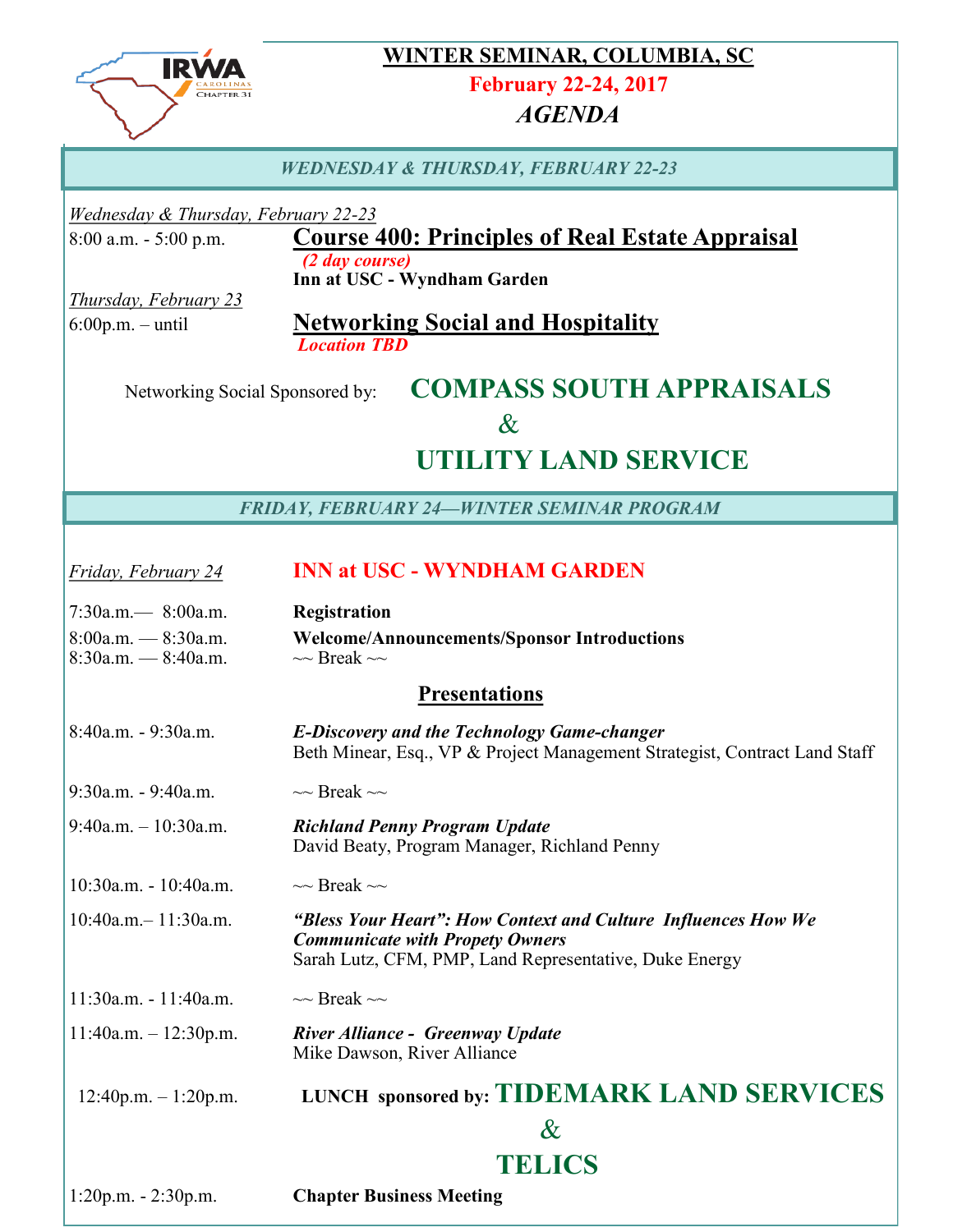# WINTER SEMINAR, COLUMBIA, SC

**February 22-24, 2017**

***AGENDA***

## *WEDNESDAY & THURSDAY, FEBRUARY 22-23*

*Wednesday & Thursday, February 22-23*

8:00 a.m. - 5:00 p.m. — **Course 400: Principles of Real Estate Appraisal**
*(2 day course)*
**Inn at USC - Wyndham Garden**

*Thursday, February 23*

6:00p.m. – until — **Networking Social and Hospitality**
*Location TBD*

Networking Social Sponsored by: **COMPASS SOUTH APPRAISALS & UTILITY LAND SERVICE**

## *FRIDAY, FEBRUARY 24—WINTER SEMINAR PROGRAM*

*Friday, February 24* — **INN at USC - WYNDHAM GARDEN**

| | |
|---|---|
| 7:30a.m.— 8:00a.m. | **Registration** |
| 8:00a.m. — 8:30a.m. | **Welcome/Announcements/Sponsor Introductions** |
| 8:30a.m. — 8:40a.m. | ~~ Break ~~ |

### Presentations

| | |
|---|---|
| 8:40a.m. - 9:30a.m. | ***E-Discovery and the Technology Game-changer***<br>Beth Minear, Esq., VP & Project Management Strategist, Contract Land Staff |
| 9:30a.m. - 9:40a.m. | ~~ Break ~~ |
| 9:40a.m. – 10:30a.m. | ***Richland Penny Program Update***<br>David Beaty, Program Manager, Richland Penny |
| 10:30a.m. - 10:40a.m. | ~~ Break ~~ |
| 10:40a.m.– 11:30a.m. | ***"Bless Your Heart": How Context and Culture Influences How We Communicate with Propety Owners***<br>Sarah Lutz, CFM, PMP, Land Representative, Duke Energy |
| 11:30a.m. - 11:40a.m. | ~~ Break ~~ |
| 11:40a.m. – 12:30p.m. | ***River Alliance - Greenway Update***<br>Mike Dawson, River Alliance |
| 12:40p.m. – 1:20p.m. | **LUNCH sponsored by: TIDEMARK LAND SERVICES & TELICS** |
| 1:20p.m. - 2:30p.m. | **Chapter Business Meeting** |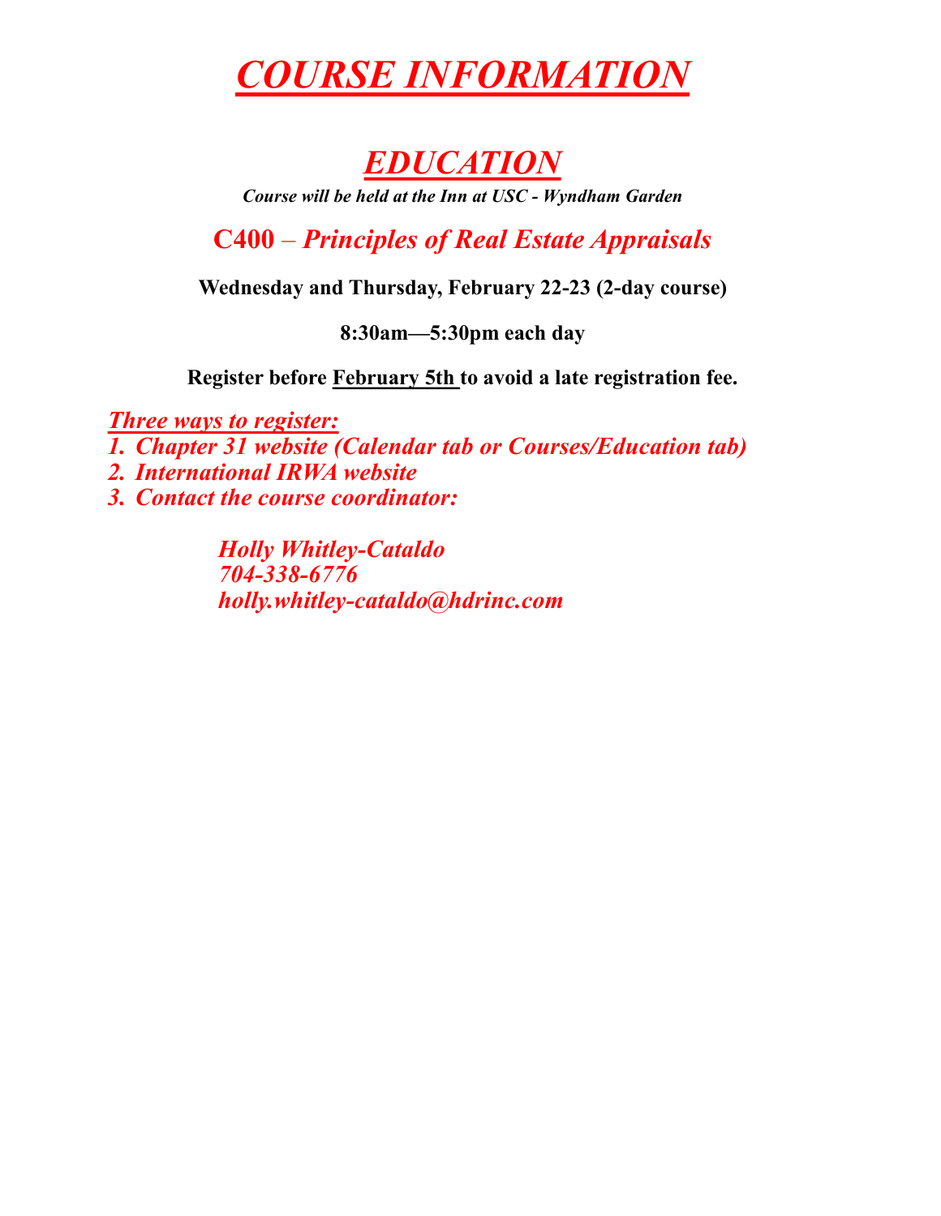# ***COURSE INFORMATION***

## ***EDUCATION***

***Course will be held at the Inn at USC - Wyndham Garden***

### **C400** – ***Principles of Real Estate Appraisals***

**Wednesday and Thursday, February 22-23 (2-day course)**

**8:30am—5:30pm each day**

**Register before February 5th to avoid a late registration fee.**

***Three ways to register:***

1. ***Chapter 31 website (Calendar tab or Courses/Education tab)***
2. ***International IRWA website***
3. ***Contact the course coordinator:***

***Holly Whitley-Cataldo***
***704-338-6776***
***holly.whitley-cataldo@hdrinc.com***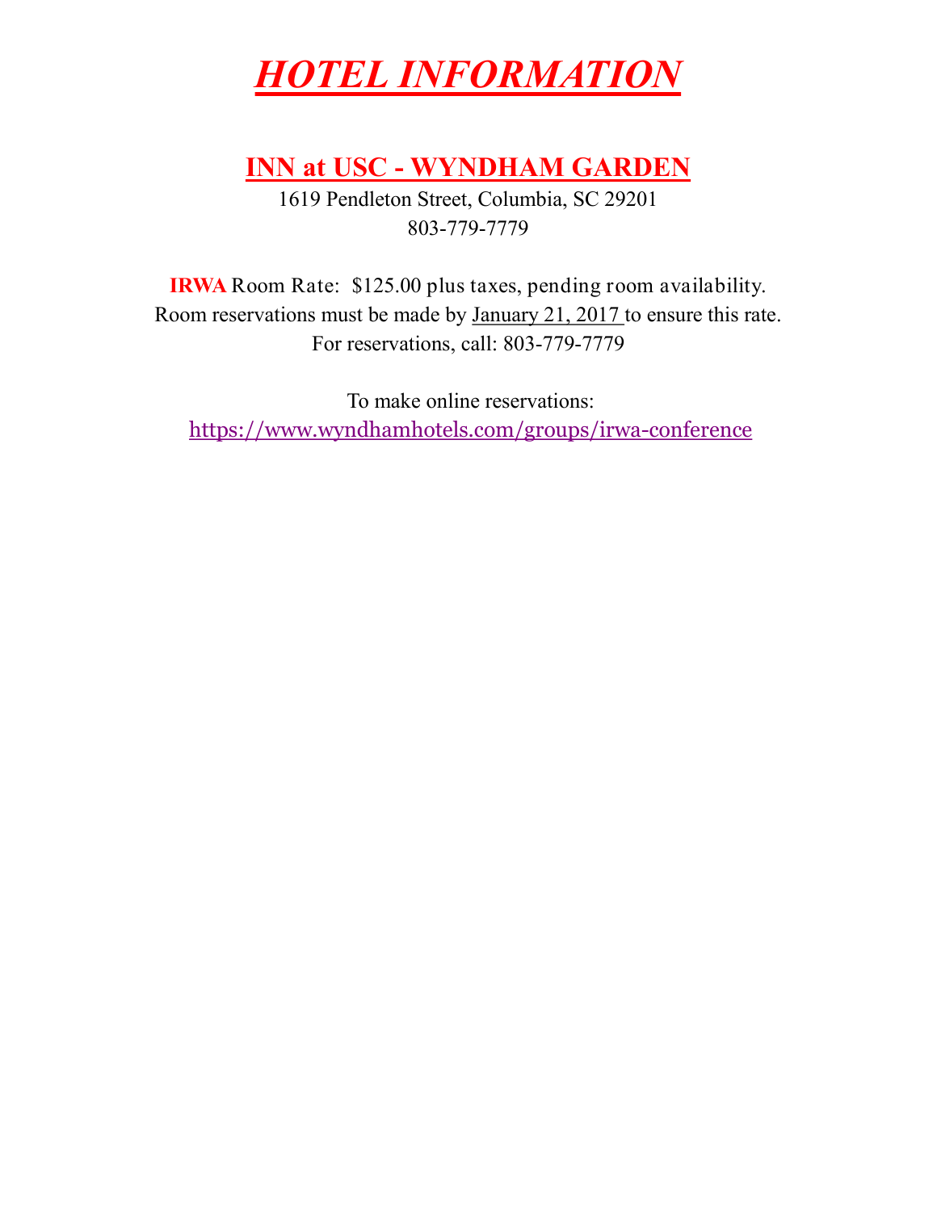# *HOTEL INFORMATION*

## INN at USC - WYNDHAM GARDEN

1619 Pendleton Street, Columbia, SC 29201
803-779-7779

**IRWA** Room Rate: $125.00 plus taxes, pending room availability.
Room reservations must be made by January 21, 2017 to ensure this rate.
For reservations, call: 803-779-7779

To make online reservations:
https://www.wyndhamhotels.com/groups/irwa-conference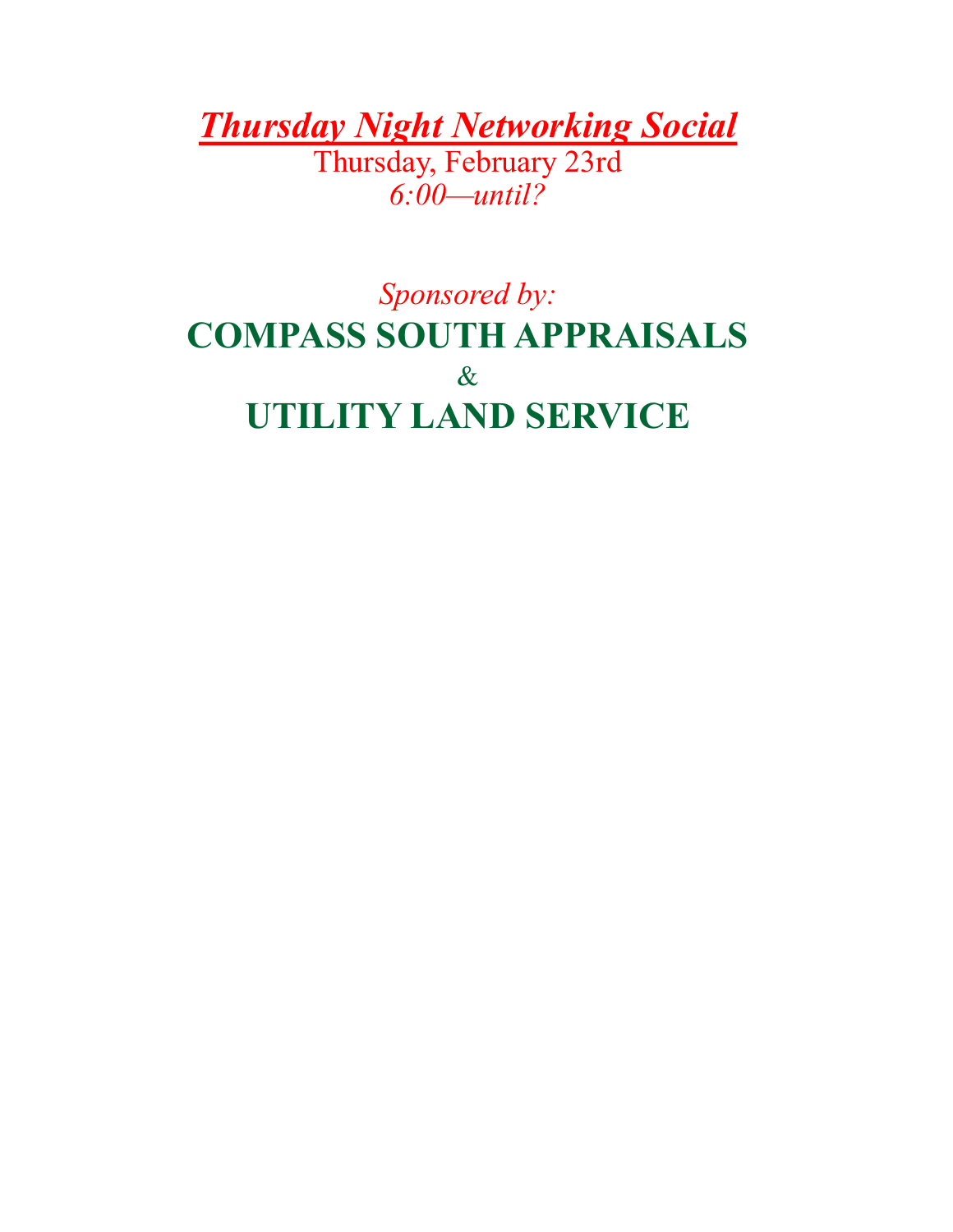# ***Thursday Night Networking Social***

Thursday, February 23rd

*6:00—until?*

*Sponsored by:*

## **COMPASS SOUTH APPRAISALS**

&

## **UTILITY LAND SERVICE**